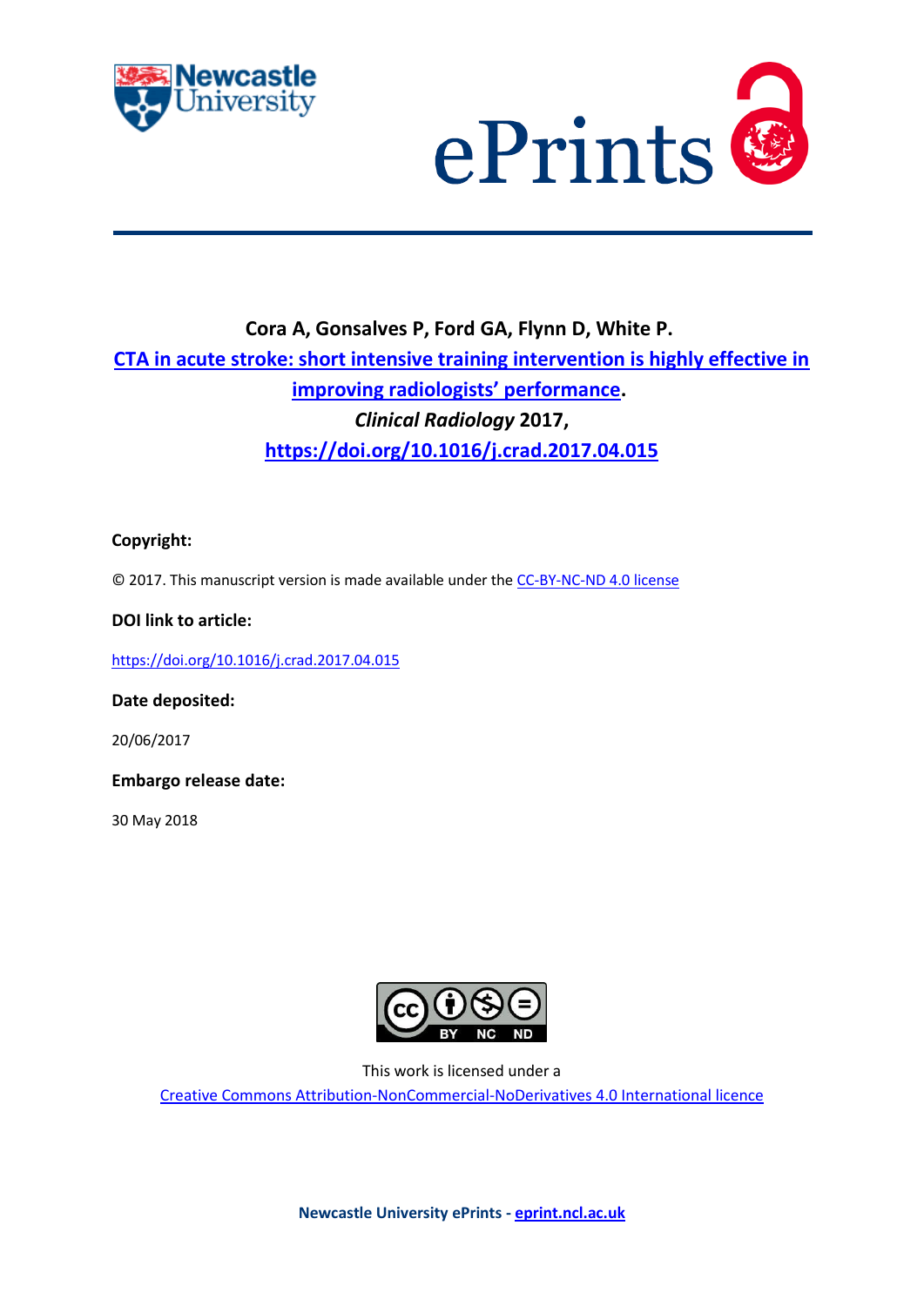**Cora A, Gonsalves P, Ford GA, Flynn D, White P.**

**CTA in acute stroke: short intensive training intervention is highly effective in improving radiologists' performance.**

***Clinical Radiology* 2017,**

**https://doi.org/10.1016/j.crad.2017.04.015**

**Copyright:**

© 2017. This manuscript version is made available under the CC-BY-NC-ND 4.0 license

**DOI link to article:**

https://doi.org/10.1016/j.crad.2017.04.015

**Date deposited:**

20/06/2017

**Embargo release date:**

30 May 2018

This work is licensed under a

Creative Commons Attribution-NonCommercial-NoDerivatives 4.0 International licence

**Newcastle University ePrints - eprint.ncl.ac.uk**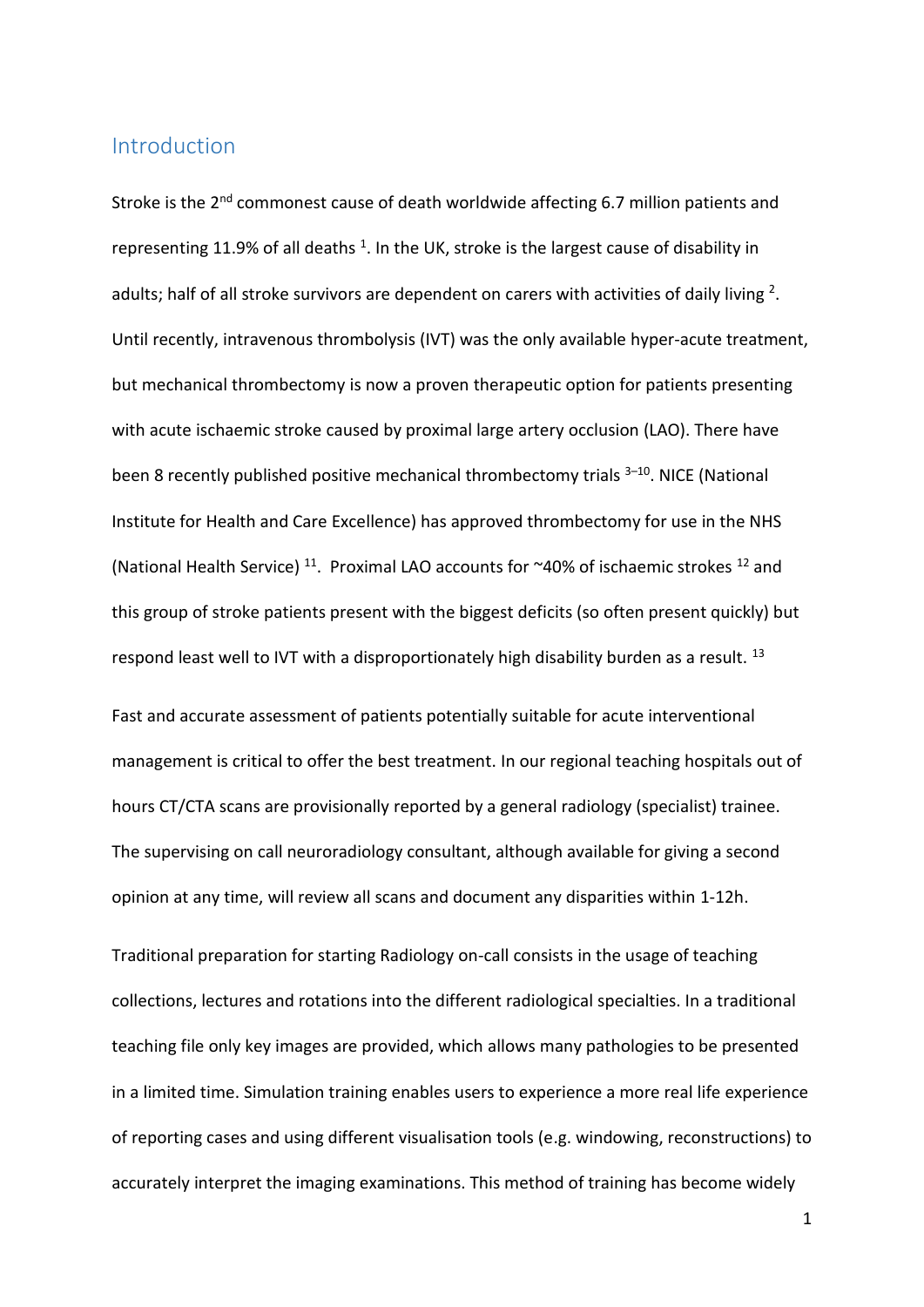## Introduction

Stroke is the 2nd commonest cause of death worldwide affecting 6.7 million patients and representing 11.9% of all deaths [1]. In the UK, stroke is the largest cause of disability in adults; half of all stroke survivors are dependent on carers with activities of daily living [2]. Until recently, intravenous thrombolysis (IVT) was the only available hyper-acute treatment, but mechanical thrombectomy is now a proven therapeutic option for patients presenting with acute ischaemic stroke caused by proximal large artery occlusion (LAO). There have been 8 recently published positive mechanical thrombectomy trials [3–10]. NICE (National Institute for Health and Care Excellence) has approved thrombectomy for use in the NHS (National Health Service) [11]. Proximal LAO accounts for ~40% of ischaemic strokes [12] and this group of stroke patients present with the biggest deficits (so often present quickly) but respond least well to IVT with a disproportionately high disability burden as a result. [13]

Fast and accurate assessment of patients potentially suitable for acute interventional management is critical to offer the best treatment. In our regional teaching hospitals out of hours CT/CTA scans are provisionally reported by a general radiology (specialist) trainee. The supervising on call neuroradiology consultant, although available for giving a second opinion at any time, will review all scans and document any disparities within 1-12h.

Traditional preparation for starting Radiology on-call consists in the usage of teaching collections, lectures and rotations into the different radiological specialties. In a traditional teaching file only key images are provided, which allows many pathologies to be presented in a limited time. Simulation training enables users to experience a more real life experience of reporting cases and using different visualisation tools (e.g. windowing, reconstructions) to accurately interpret the imaging examinations. This method of training has become widely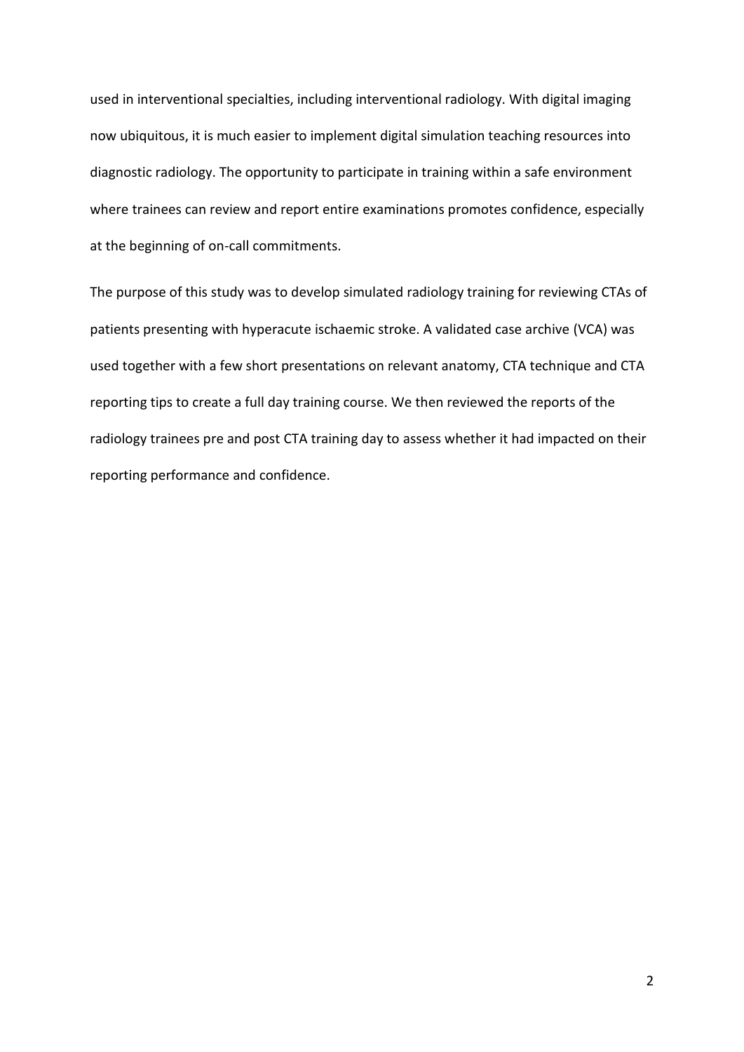used in interventional specialties, including interventional radiology. With digital imaging now ubiquitous, it is much easier to implement digital simulation teaching resources into diagnostic radiology. The opportunity to participate in training within a safe environment where trainees can review and report entire examinations promotes confidence, especially at the beginning of on-call commitments.

The purpose of this study was to develop simulated radiology training for reviewing CTAs of patients presenting with hyperacute ischaemic stroke. A validated case archive (VCA) was used together with a few short presentations on relevant anatomy, CTA technique and CTA reporting tips to create a full day training course. We then reviewed the reports of the radiology trainees pre and post CTA training day to assess whether it had impacted on their reporting performance and confidence.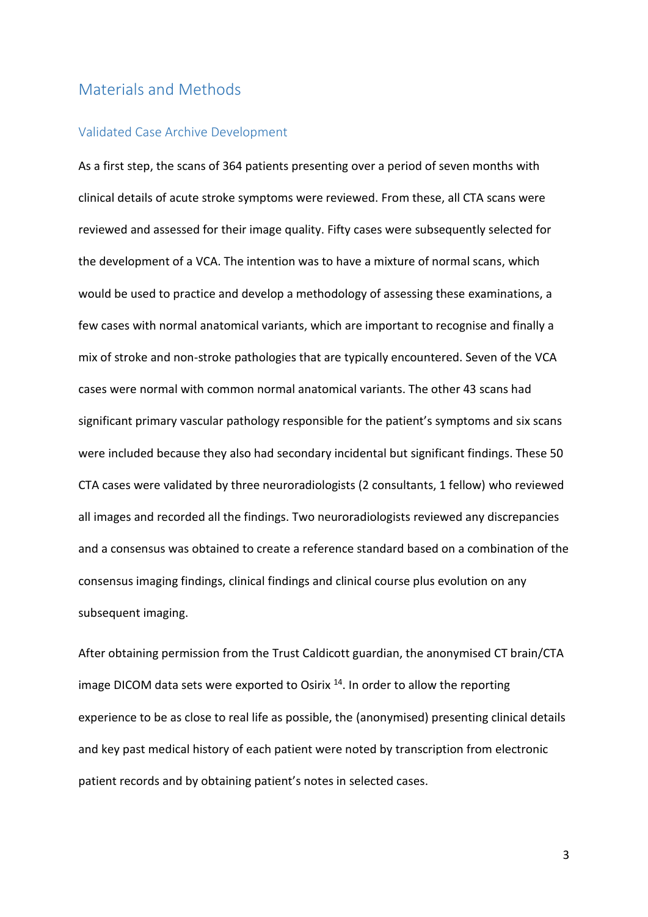## Materials and Methods

### Validated Case Archive Development

As a first step, the scans of 364 patients presenting over a period of seven months with clinical details of acute stroke symptoms were reviewed. From these, all CTA scans were reviewed and assessed for their image quality. Fifty cases were subsequently selected for the development of a VCA. The intention was to have a mixture of normal scans, which would be used to practice and develop a methodology of assessing these examinations, a few cases with normal anatomical variants, which are important to recognise and finally a mix of stroke and non-stroke pathologies that are typically encountered. Seven of the VCA cases were normal with common normal anatomical variants. The other 43 scans had significant primary vascular pathology responsible for the patient's symptoms and six scans were included because they also had secondary incidental but significant findings. These 50 CTA cases were validated by three neuroradiologists (2 consultants, 1 fellow) who reviewed all images and recorded all the findings. Two neuroradiologists reviewed any discrepancies and a consensus was obtained to create a reference standard based on a combination of the consensus imaging findings, clinical findings and clinical course plus evolution on any subsequent imaging.

After obtaining permission from the Trust Caldicott guardian, the anonymised CT brain/CTA image DICOM data sets were exported to Osirix [14]. In order to allow the reporting experience to be as close to real life as possible, the (anonymised) presenting clinical details and key past medical history of each patient were noted by transcription from electronic patient records and by obtaining patient's notes in selected cases.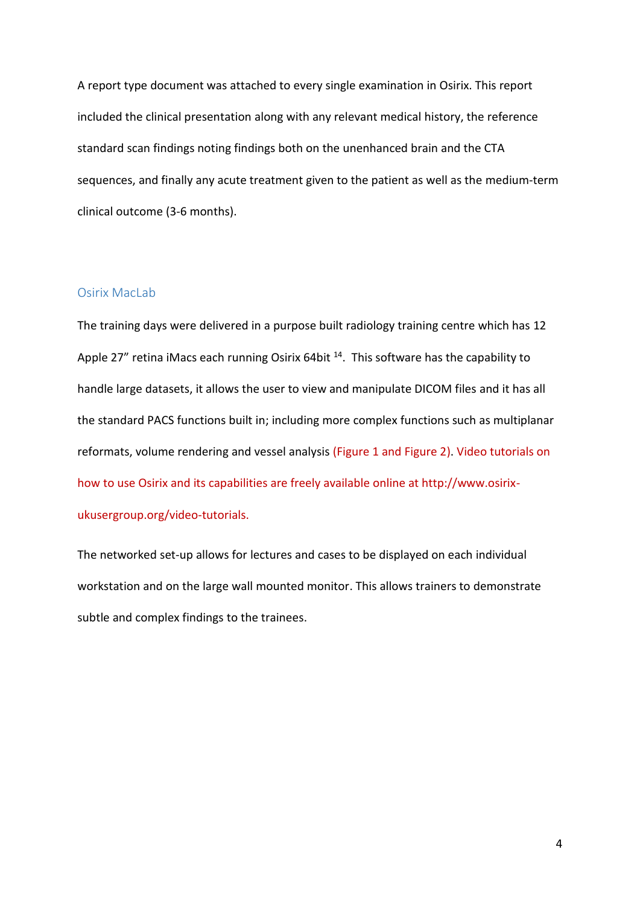A report type document was attached to every single examination in Osirix. This report included the clinical presentation along with any relevant medical history, the reference standard scan findings noting findings both on the unenhanced brain and the CTA sequences, and finally any acute treatment given to the patient as well as the medium-term clinical outcome (3-6 months).

## Osirix MacLab

The training days were delivered in a purpose built radiology training centre which has 12 Apple 27" retina iMacs each running Osirix 64bit [14]. This software has the capability to handle large datasets, it allows the user to view and manipulate DICOM files and it has all the standard PACS functions built in; including more complex functions such as multiplanar reformats, volume rendering and vessel analysis (Figure 1 and Figure 2). Video tutorials on how to use Osirix and its capabilities are freely available online at http://www.osirix-ukusergroup.org/video-tutorials.

The networked set-up allows for lectures and cases to be displayed on each individual workstation and on the large wall mounted monitor. This allows trainers to demonstrate subtle and complex findings to the trainees.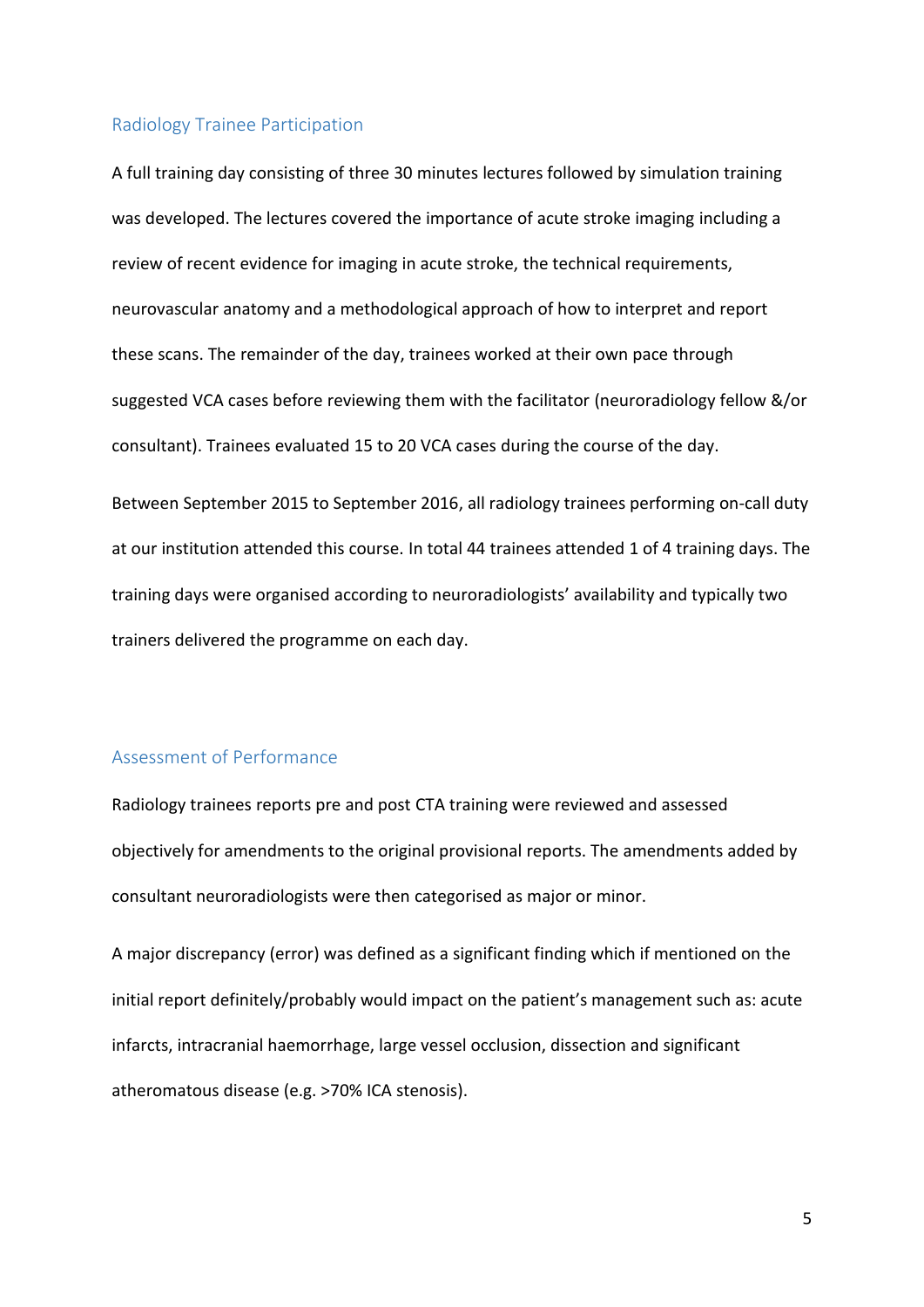## Radiology Trainee Participation

A full training day consisting of three 30 minutes lectures followed by simulation training was developed. The lectures covered the importance of acute stroke imaging including a review of recent evidence for imaging in acute stroke, the technical requirements, neurovascular anatomy and a methodological approach of how to interpret and report these scans. The remainder of the day, trainees worked at their own pace through suggested VCA cases before reviewing them with the facilitator (neuroradiology fellow &/or consultant). Trainees evaluated 15 to 20 VCA cases during the course of the day.

Between September 2015 to September 2016, all radiology trainees performing on-call duty at our institution attended this course. In total 44 trainees attended 1 of 4 training days. The training days were organised according to neuroradiologists' availability and typically two trainers delivered the programme on each day.

## Assessment of Performance

Radiology trainees reports pre and post CTA training were reviewed and assessed objectively for amendments to the original provisional reports. The amendments added by consultant neuroradiologists were then categorised as major or minor.

A major discrepancy (error) was defined as a significant finding which if mentioned on the initial report definitely/probably would impact on the patient's management such as: acute infarcts, intracranial haemorrhage, large vessel occlusion, dissection and significant atheromatous disease (e.g. >70% ICA stenosis).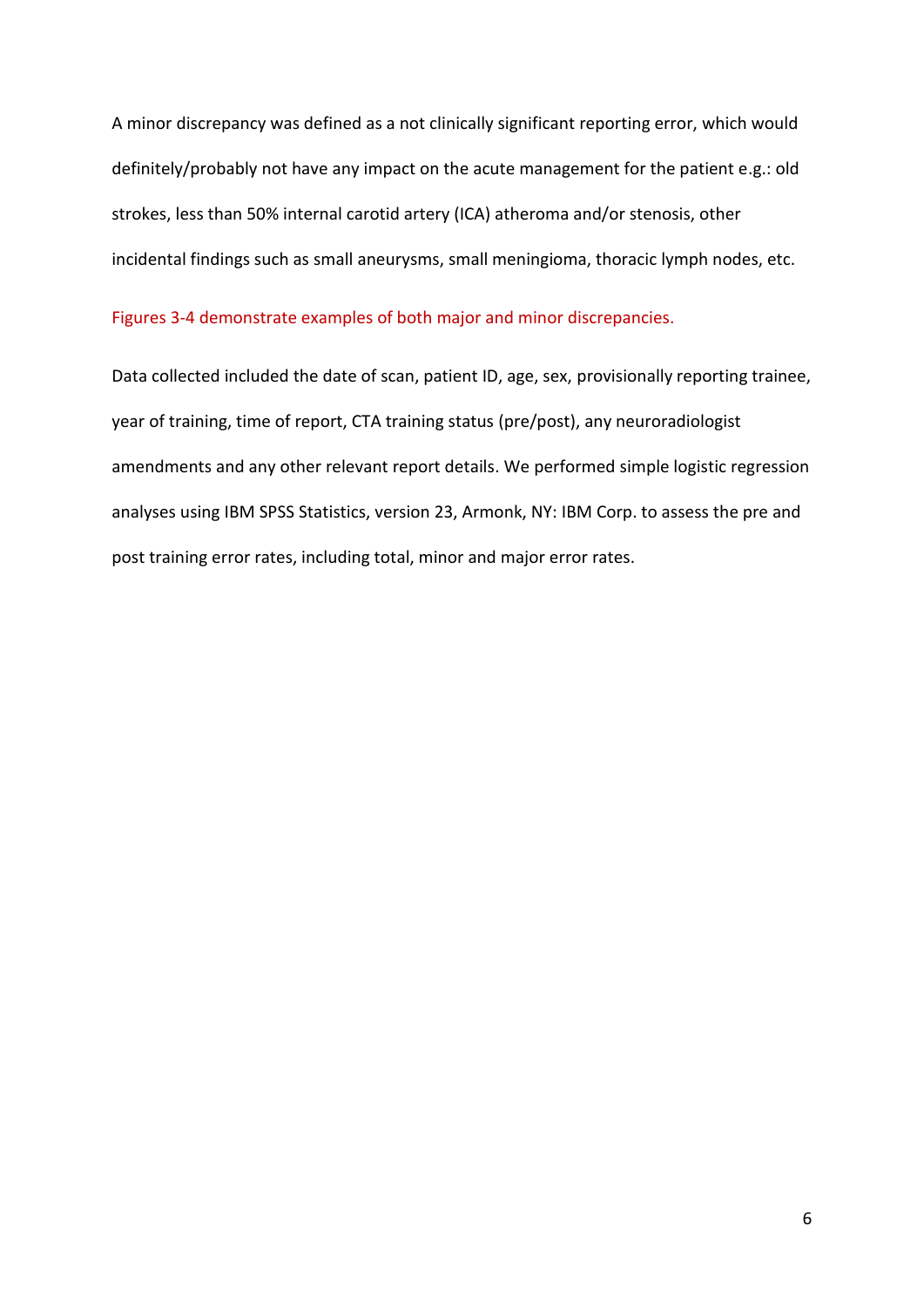A minor discrepancy was defined as a not clinically significant reporting error, which would definitely/probably not have any impact on the acute management for the patient e.g.: old strokes, less than 50% internal carotid artery (ICA) atheroma and/or stenosis, other incidental findings such as small aneurysms, small meningioma, thoracic lymph nodes, etc.

Figures 3-4 demonstrate examples of both major and minor discrepancies.

Data collected included the date of scan, patient ID, age, sex, provisionally reporting trainee, year of training, time of report, CTA training status (pre/post), any neuroradiologist amendments and any other relevant report details. We performed simple logistic regression analyses using IBM SPSS Statistics, version 23, Armonk, NY: IBM Corp. to assess the pre and post training error rates, including total, minor and major error rates.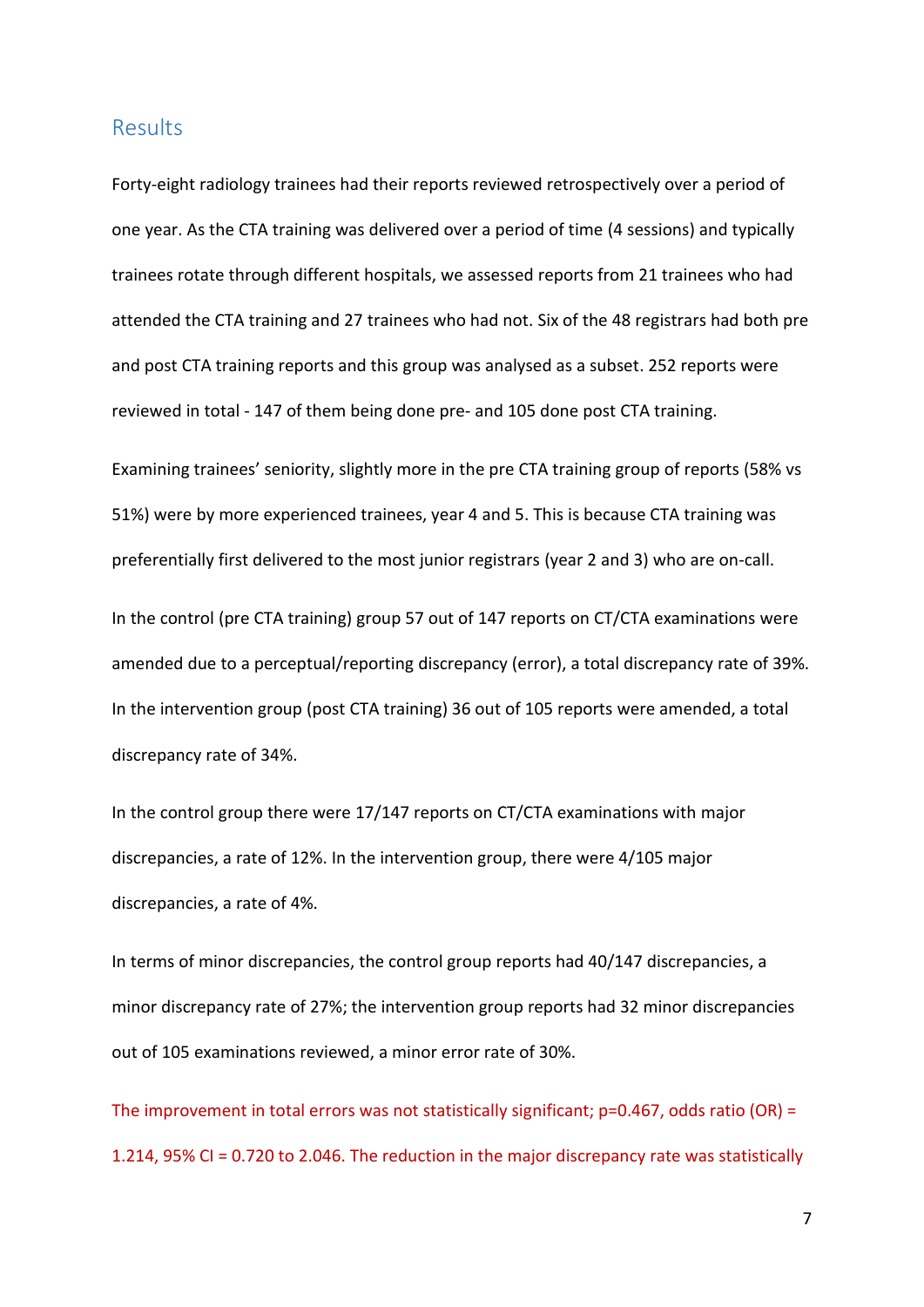## Results

Forty-eight radiology trainees had their reports reviewed retrospectively over a period of one year. As the CTA training was delivered over a period of time (4 sessions) and typically trainees rotate through different hospitals, we assessed reports from 21 trainees who had attended the CTA training and 27 trainees who had not. Six of the 48 registrars had both pre and post CTA training reports and this group was analysed as a subset. 252 reports were reviewed in total - 147 of them being done pre- and 105 done post CTA training.

Examining trainees' seniority, slightly more in the pre CTA training group of reports (58% vs 51%) were by more experienced trainees, year 4 and 5. This is because CTA training was preferentially first delivered to the most junior registrars (year 2 and 3) who are on-call.

In the control (pre CTA training) group 57 out of 147 reports on CT/CTA examinations were amended due to a perceptual/reporting discrepancy (error), a total discrepancy rate of 39%. In the intervention group (post CTA training) 36 out of 105 reports were amended, a total discrepancy rate of 34%.

In the control group there were 17/147 reports on CT/CTA examinations with major discrepancies, a rate of 12%. In the intervention group, there were 4/105 major discrepancies, a rate of 4%.

In terms of minor discrepancies, the control group reports had 40/147 discrepancies, a minor discrepancy rate of 27%; the intervention group reports had 32 minor discrepancies out of 105 examinations reviewed, a minor error rate of 30%.

The improvement in total errors was not statistically significant; p=0.467, odds ratio (OR) = 1.214, 95% CI = 0.720 to 2.046. The reduction in the major discrepancy rate was statistically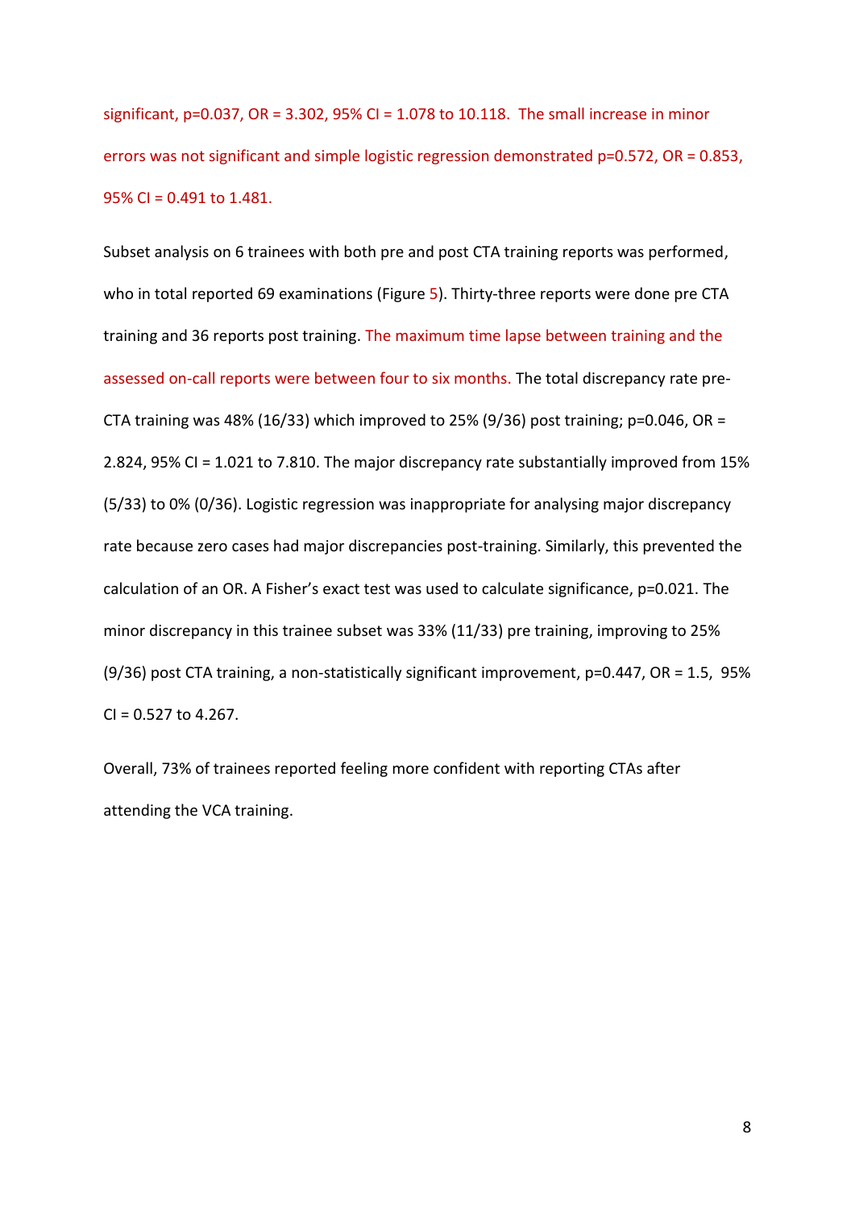significant, $p=0.037$, OR = 3.302, 95% CI = 1.078 to 10.118. The small increase in minor errors was not significant and simple logistic regression demonstrated $p=0.572$, OR = 0.853, 95% CI = 0.491 to 1.481.

Subset analysis on 6 trainees with both pre and post CTA training reports was performed, who in total reported 69 examinations (Figure 5). Thirty-three reports were done pre CTA training and 36 reports post training. The maximum time lapse between training and the assessed on-call reports were between four to six months. The total discrepancy rate pre-CTA training was 48% (16/33) which improved to 25% (9/36) post training; $p=0.046$, OR = 2.824, 95% CI = 1.021 to 7.810. The major discrepancy rate substantially improved from 15% (5/33) to 0% (0/36). Logistic regression was inappropriate for analysing major discrepancy rate because zero cases had major discrepancies post-training. Similarly, this prevented the calculation of an OR. A Fisher's exact test was used to calculate significance, $p=0.021$. The minor discrepancy in this trainee subset was 33% (11/33) pre training, improving to 25% (9/36) post CTA training, a non-statistically significant improvement, $p=0.447$, OR = 1.5, 95% CI = 0.527 to 4.267.

Overall, 73% of trainees reported feeling more confident with reporting CTAs after attending the VCA training.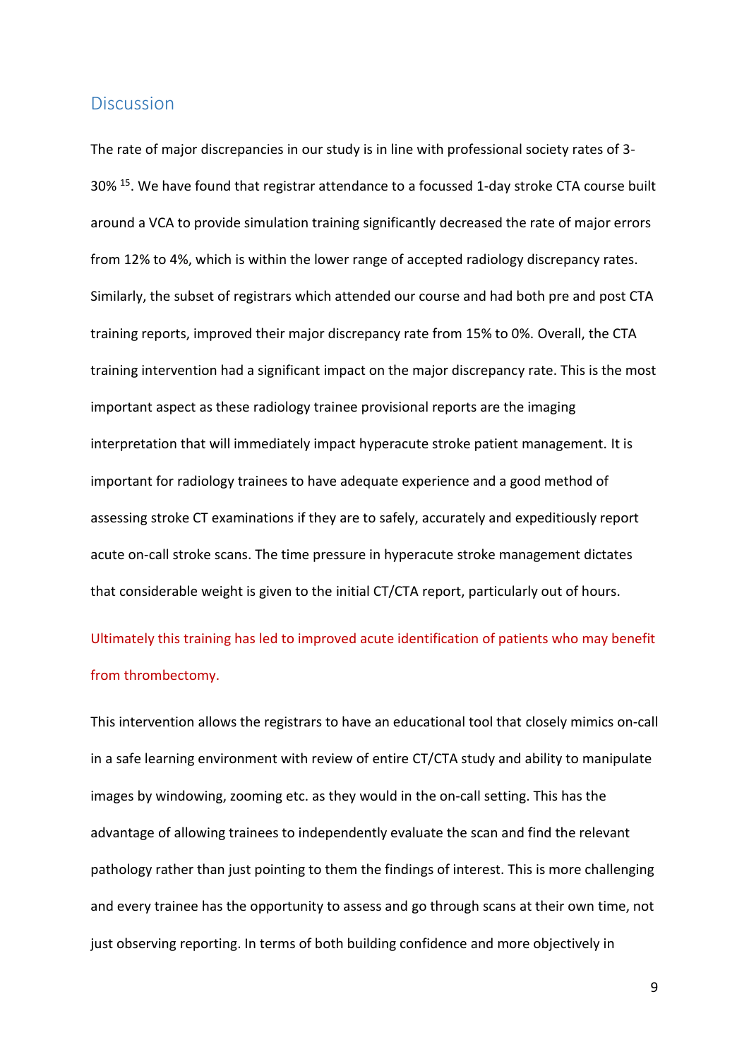## Discussion

The rate of major discrepancies in our study is in line with professional society rates of 3-30% [15]. We have found that registrar attendance to a focussed 1-day stroke CTA course built around a VCA to provide simulation training significantly decreased the rate of major errors from 12% to 4%, which is within the lower range of accepted radiology discrepancy rates. Similarly, the subset of registrars which attended our course and had both pre and post CTA training reports, improved their major discrepancy rate from 15% to 0%. Overall, the CTA training intervention had a significant impact on the major discrepancy rate. This is the most important aspect as these radiology trainee provisional reports are the imaging interpretation that will immediately impact hyperacute stroke patient management. It is important for radiology trainees to have adequate experience and a good method of assessing stroke CT examinations if they are to safely, accurately and expeditiously report acute on-call stroke scans. The time pressure in hyperacute stroke management dictates that considerable weight is given to the initial CT/CTA report, particularly out of hours.

Ultimately this training has led to improved acute identification of patients who may benefit from thrombectomy.

This intervention allows the registrars to have an educational tool that closely mimics on-call in a safe learning environment with review of entire CT/CTA study and ability to manipulate images by windowing, zooming etc. as they would in the on-call setting. This has the advantage of allowing trainees to independently evaluate the scan and find the relevant pathology rather than just pointing to them the findings of interest. This is more challenging and every trainee has the opportunity to assess and go through scans at their own time, not just observing reporting. In terms of both building confidence and more objectively in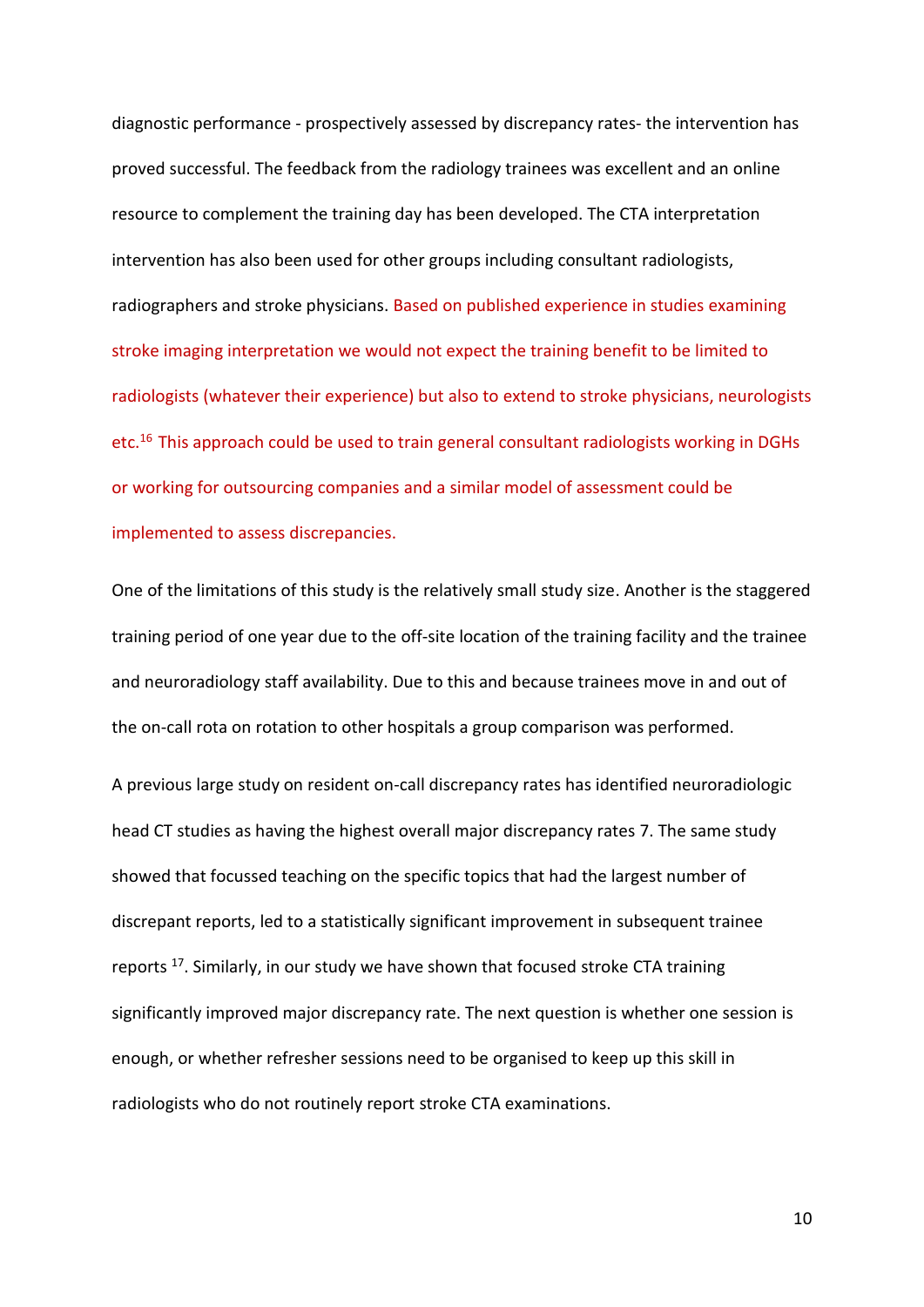diagnostic performance - prospectively assessed by discrepancy rates- the intervention has proved successful. The feedback from the radiology trainees was excellent and an online resource to complement the training day has been developed. The CTA interpretation intervention has also been used for other groups including consultant radiologists, radiographers and stroke physicians. Based on published experience in studies examining stroke imaging interpretation we would not expect the training benefit to be limited to radiologists (whatever their experience) but also to extend to stroke physicians, neurologists etc.[16] This approach could be used to train general consultant radiologists working in DGHs or working for outsourcing companies and a similar model of assessment could be implemented to assess discrepancies.

One of the limitations of this study is the relatively small study size. Another is the staggered training period of one year due to the off-site location of the training facility and the trainee and neuroradiology staff availability. Due to this and because trainees move in and out of the on-call rota on rotation to other hospitals a group comparison was performed.

A previous large study on resident on-call discrepancy rates has identified neuroradiologic head CT studies as having the highest overall major discrepancy rates 7. The same study showed that focussed teaching on the specific topics that had the largest number of discrepant reports, led to a statistically significant improvement in subsequent trainee reports [17]. Similarly, in our study we have shown that focused stroke CTA training significantly improved major discrepancy rate. The next question is whether one session is enough, or whether refresher sessions need to be organised to keep up this skill in radiologists who do not routinely report stroke CTA examinations.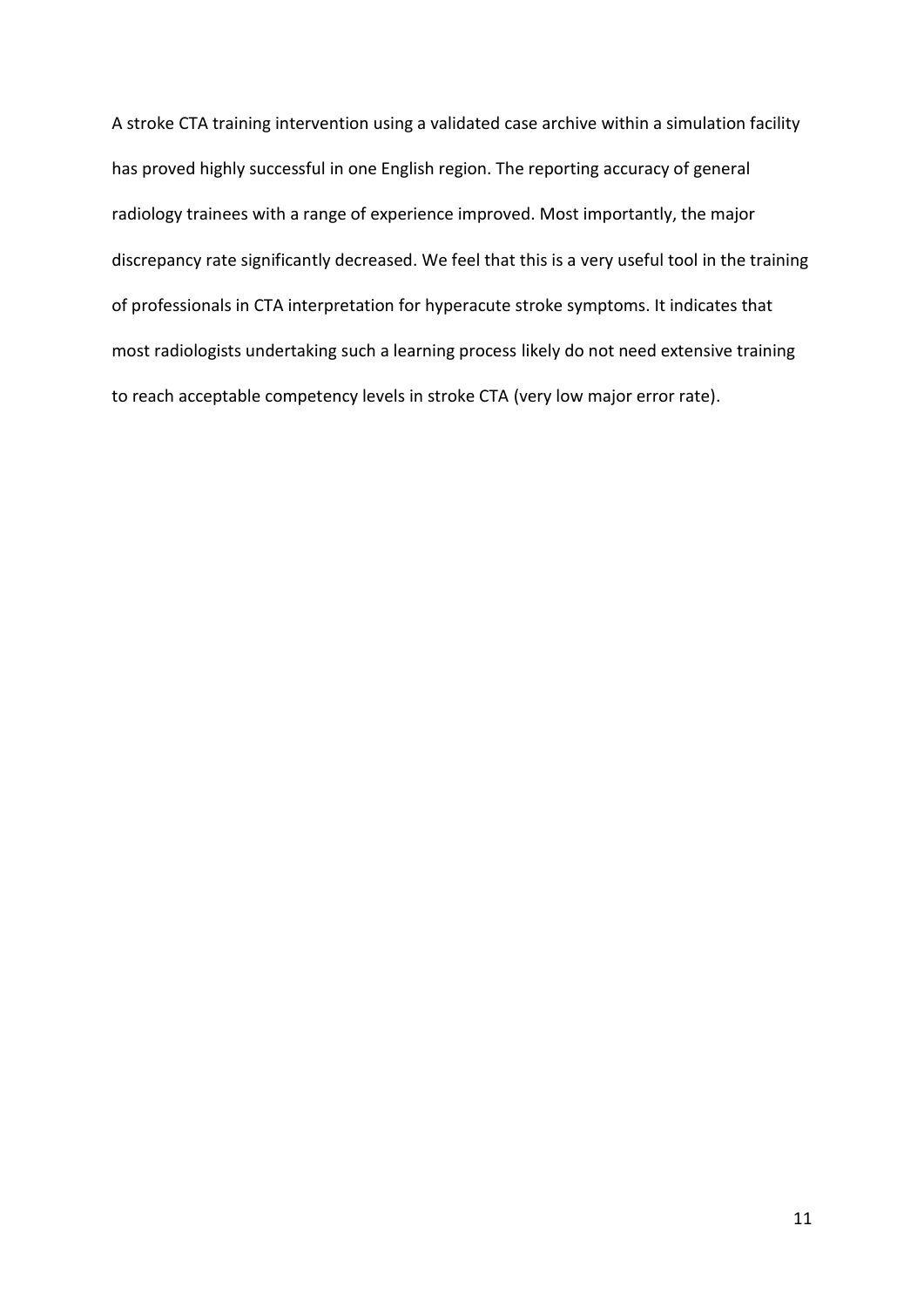A stroke CTA training intervention using a validated case archive within a simulation facility has proved highly successful in one English region. The reporting accuracy of general radiology trainees with a range of experience improved. Most importantly, the major discrepancy rate significantly decreased. We feel that this is a very useful tool in the training of professionals in CTA interpretation for hyperacute stroke symptoms. It indicates that most radiologists undertaking such a learning process likely do not need extensive training to reach acceptable competency levels in stroke CTA (very low major error rate).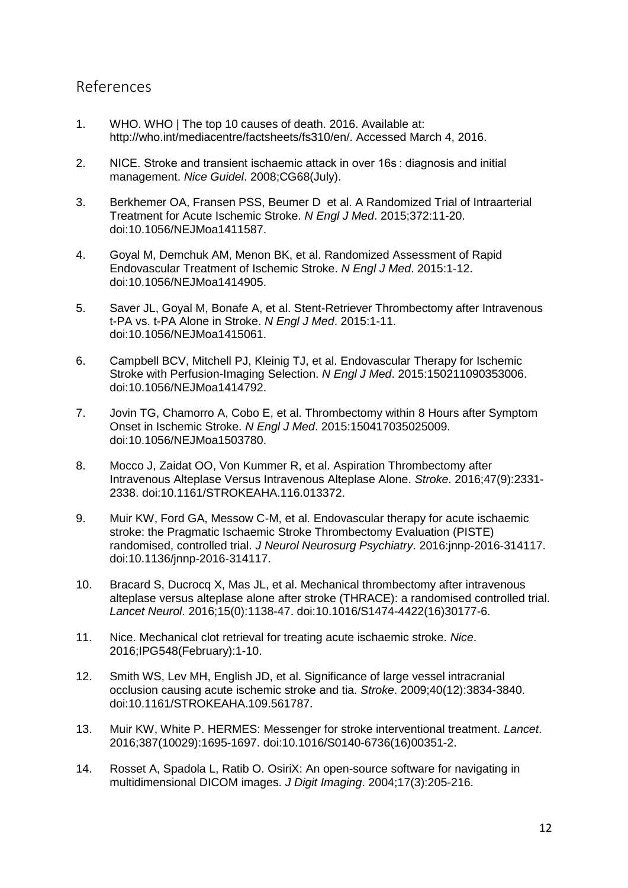## References

1. WHO. WHO | The top 10 causes of death. 2016. Available at: http://who.int/mediacentre/factsheets/fs310/en/. Accessed March 4, 2016.

2. NICE. Stroke and transient ischaemic attack in over 16s : diagnosis and initial management. *Nice Guidel*. 2008;CG68(July).

3. Berkhemer OA, Fransen PSS, Beumer D et al. A Randomized Trial of Intraarterial Treatment for Acute Ischemic Stroke. *N Engl J Med*. 2015;372:11-20. doi:10.1056/NEJMoa1411587.

4. Goyal M, Demchuk AM, Menon BK, et al. Randomized Assessment of Rapid Endovascular Treatment of Ischemic Stroke. *N Engl J Med*. 2015:1-12. doi:10.1056/NEJMoa1414905.

5. Saver JL, Goyal M, Bonafe A, et al. Stent-Retriever Thrombectomy after Intravenous t-PA vs. t-PA Alone in Stroke. *N Engl J Med*. 2015:1-11. doi:10.1056/NEJMoa1415061.

6. Campbell BCV, Mitchell PJ, Kleinig TJ, et al. Endovascular Therapy for Ischemic Stroke with Perfusion-Imaging Selection. *N Engl J Med*. 2015:150211090353006. doi:10.1056/NEJMoa1414792.

7. Jovin TG, Chamorro A, Cobo E, et al. Thrombectomy within 8 Hours after Symptom Onset in Ischemic Stroke. *N Engl J Med*. 2015:150417035025009. doi:10.1056/NEJMoa1503780.

8. Mocco J, Zaidat OO, Von Kummer R, et al. Aspiration Thrombectomy after Intravenous Alteplase Versus Intravenous Alteplase Alone. *Stroke*. 2016;47(9):2331-2338. doi:10.1161/STROKEAHA.116.013372.

9. Muir KW, Ford GA, Messow C-M, et al. Endovascular therapy for acute ischaemic stroke: the Pragmatic Ischaemic Stroke Thrombectomy Evaluation (PISTE) randomised, controlled trial. *J Neurol Neurosurg Psychiatry*. 2016:jnnp-2016-314117. doi:10.1136/jnnp-2016-314117.

10. Bracard S, Ducrocq X, Mas JL, et al. Mechanical thrombectomy after intravenous alteplase versus alteplase alone after stroke (THRACE): a randomised controlled trial. *Lancet Neurol*. 2016;15(0):1138-47. doi:10.1016/S1474-4422(16)30177-6.

11. Nice. Mechanical clot retrieval for treating acute ischaemic stroke. *Nice*. 2016;IPG548(February):1-10.

12. Smith WS, Lev MH, English JD, et al. Significance of large vessel intracranial occlusion causing acute ischemic stroke and tia. *Stroke*. 2009;40(12):3834-3840. doi:10.1161/STROKEAHA.109.561787.

13. Muir KW, White P. HERMES: Messenger for stroke interventional treatment. *Lancet*. 2016;387(10029):1695-1697. doi:10.1016/S0140-6736(16)00351-2.

14. Rosset A, Spadola L, Ratib O. OsiriX: An open-source software for navigating in multidimensional DICOM images. *J Digit Imaging*. 2004;17(3):205-216.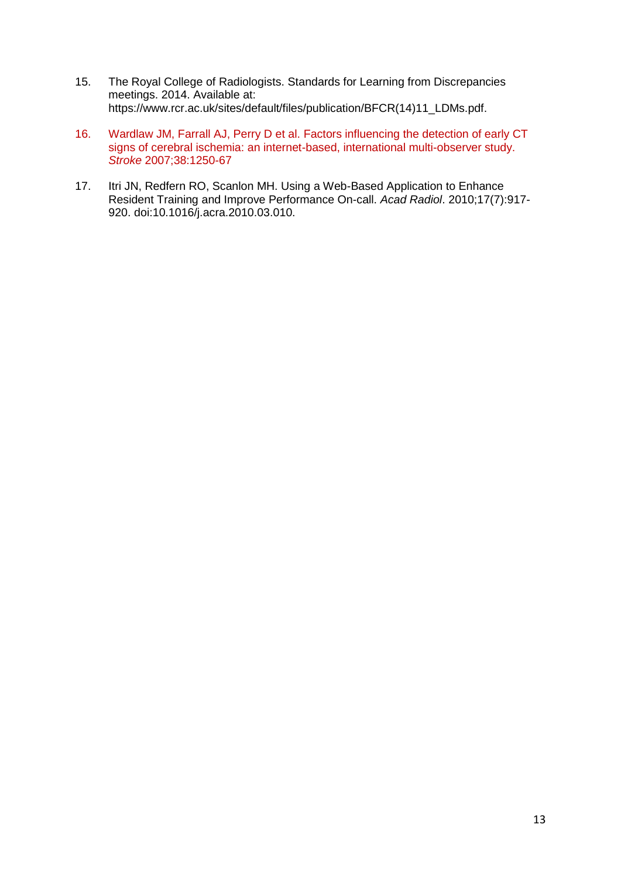15. The Royal College of Radiologists. Standards for Learning from Discrepancies meetings. 2014. Available at: https://www.rcr.ac.uk/sites/default/files/publication/BFCR(14)11_LDMs.pdf.

16. Wardlaw JM, Farrall AJ, Perry D et al. Factors influencing the detection of early CT signs of cerebral ischemia: an internet-based, international multi-observer study. *Stroke* 2007;38:1250-67

17. Itri JN, Redfern RO, Scanlon MH. Using a Web-Based Application to Enhance Resident Training and Improve Performance On-call. *Acad Radiol*. 2010;17(7):917-920. doi:10.1016/j.acra.2010.03.010.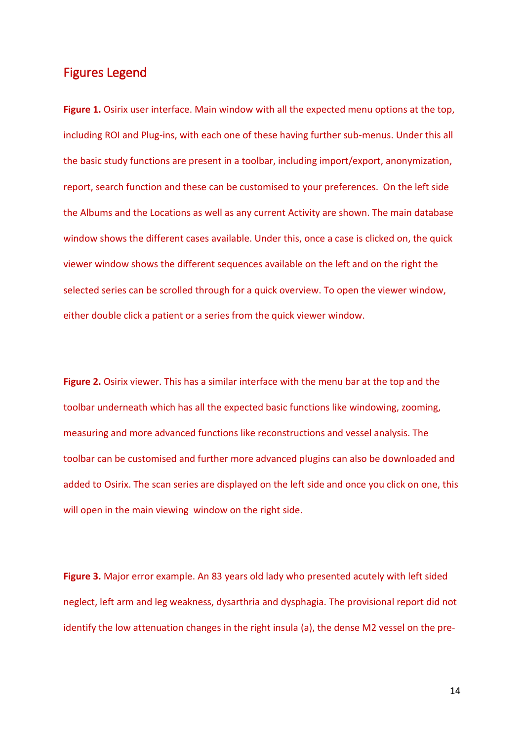## Figures Legend

**Figure 1.** Osirix user interface. Main window with all the expected menu options at the top, including ROI and Plug-ins, with each one of these having further sub-menus. Under this all the basic study functions are present in a toolbar, including import/export, anonymization, report, search function and these can be customised to your preferences. On the left side the Albums and the Locations as well as any current Activity are shown. The main database window shows the different cases available. Under this, once a case is clicked on, the quick viewer window shows the different sequences available on the left and on the right the selected series can be scrolled through for a quick overview. To open the viewer window, either double click a patient or a series from the quick viewer window.

**Figure 2.** Osirix viewer. This has a similar interface with the menu bar at the top and the toolbar underneath which has all the expected basic functions like windowing, zooming, measuring and more advanced functions like reconstructions and vessel analysis. The toolbar can be customised and further more advanced plugins can also be downloaded and added to Osirix. The scan series are displayed on the left side and once you click on one, this will open in the main viewing window on the right side.

**Figure 3.** Major error example. An 83 years old lady who presented acutely with left sided neglect, left arm and leg weakness, dysarthria and dysphagia. The provisional report did not identify the low attenuation changes in the right insula (a), the dense M2 vessel on the pre-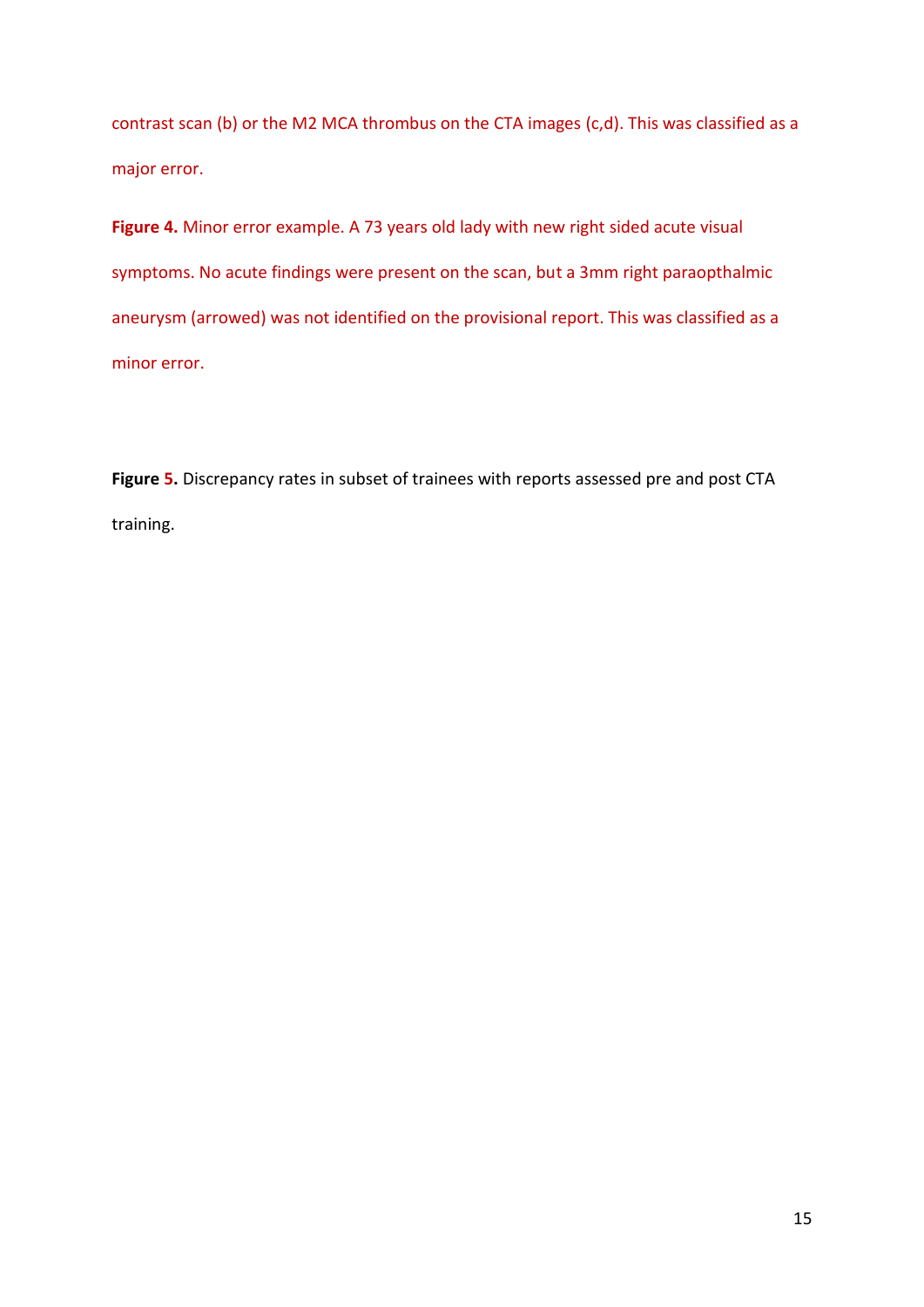contrast scan (b) or the M2 MCA thrombus on the CTA images (c,d). This was classified as a major error.

**Figure 4.** Minor error example. A 73 years old lady with new right sided acute visual symptoms. No acute findings were present on the scan, but a 3mm right paraopthalmic aneurysm (arrowed) was not identified on the provisional report. This was classified as a minor error.

**Figure 5.** Discrepancy rates in subset of trainees with reports assessed pre and post CTA training.